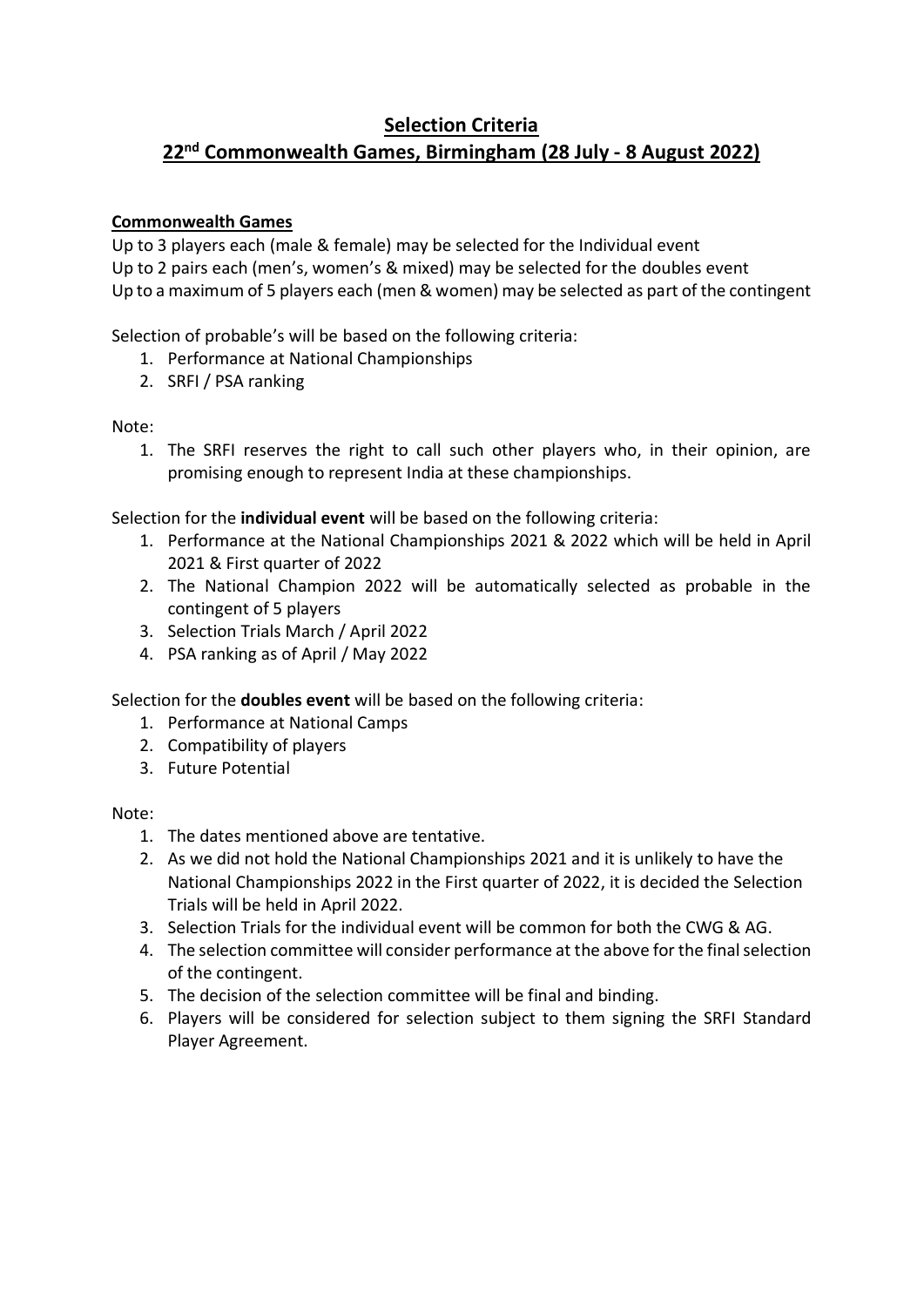# Selection Criteria

## 22nd Commonwealth Games, Birmingham (28 July - 8 August 2022)

**Commonwealth Games**

Up to 3 players each (male & female) may be selected for the Individual event
Up to 2 pairs each (men's, women's & mixed) may be selected for the doubles event
Up to a maximum of 5 players each (men & women) may be selected as part of the contingent

Selection of probable's will be based on the following criteria:

1. Performance at National Championships
2. SRFI / PSA ranking

Note:

1. The SRFI reserves the right to call such other players who, in their opinion, are promising enough to represent India at these championships.

Selection for the **individual event** will be based on the following criteria:

1. Performance at the National Championships 2021 & 2022 which will be held in April 2021 & First quarter of 2022
2. The National Champion 2022 will be automatically selected as probable in the contingent of 5 players
3. Selection Trials March / April 2022
4. PSA ranking as of April / May 2022

Selection for the **doubles event** will be based on the following criteria:

1. Performance at National Camps
2. Compatibility of players
3. Future Potential

Note:

1. The dates mentioned above are tentative.
2. As we did not hold the National Championships 2021 and it is unlikely to have the National Championships 2022 in the First quarter of 2022, it is decided the Selection Trials will be held in April 2022.
3. Selection Trials for the individual event will be common for both the CWG & AG.
4. The selection committee will consider performance at the above for the final selection of the contingent.
5. The decision of the selection committee will be final and binding.
6. Players will be considered for selection subject to them signing the SRFI Standard Player Agreement.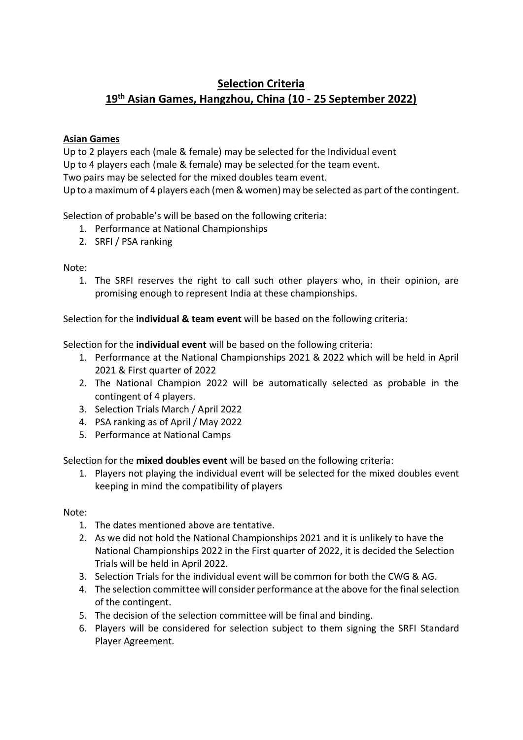## Selection Criteria

## 19th Asian Games, Hangzhou, China (10 - 25 September 2022)

**Asian Games**

Up to 2 players each (male & female) may be selected for the Individual event
Up to 4 players each (male & female) may be selected for the team event.
Two pairs may be selected for the mixed doubles team event.
Up to a maximum of 4 players each (men & women) may be selected as part of the contingent.

Selection of probable's will be based on the following criteria:

1. Performance at National Championships
2. SRFI / PSA ranking

Note:

1. The SRFI reserves the right to call such other players who, in their opinion, are promising enough to represent India at these championships.

Selection for the **individual & team event** will be based on the following criteria:

Selection for the **individual event** will be based on the following criteria:

1. Performance at the National Championships 2021 & 2022 which will be held in April 2021 & First quarter of 2022
2. The National Champion 2022 will be automatically selected as probable in the contingent of 4 players.
3. Selection Trials March / April 2022
4. PSA ranking as of April / May 2022
5. Performance at National Camps

Selection for the **mixed doubles event** will be based on the following criteria:

1. Players not playing the individual event will be selected for the mixed doubles event keeping in mind the compatibility of players

Note:

1. The dates mentioned above are tentative.
2. As we did not hold the National Championships 2021 and it is unlikely to have the National Championships 2022 in the First quarter of 2022, it is decided the Selection Trials will be held in April 2022.
3. Selection Trials for the individual event will be common for both the CWG & AG.
4. The selection committee will consider performance at the above for the final selection of the contingent.
5. The decision of the selection committee will be final and binding.
6. Players will be considered for selection subject to them signing the SRFI Standard Player Agreement.